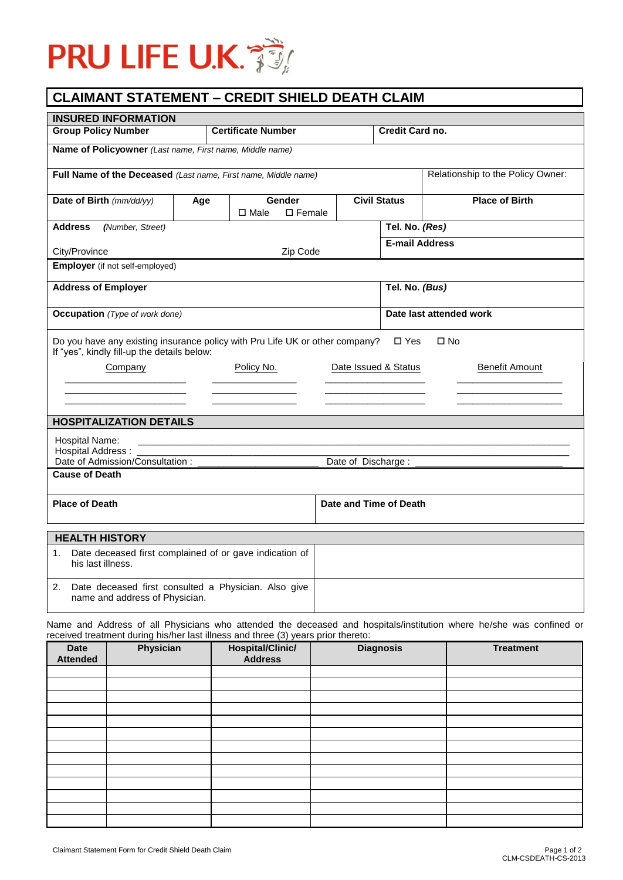PRU LIFE U.K.

# CLAIMANT STATEMENT – CREDIT SHIELD DEATH CLAIM

## INSURED INFORMATION

| **Group Policy Number** | **Certificate Number** | **Credit Card no.** |
|---|---|---|
| | | |

**Name of Policyowner** *(Last name, First name, Middle name)*

| **Full Name of the Deceased** *(Last name, First name, Middle name)* | Relationship to the Policy Owner: |
|---|---|
| | |

| **Date of Birth** *(mm/dd/yy)* | **Age** | **Gender** ☐ Male ☐ Female | **Civil Status** | **Place of Birth** |
|---|---|---|---|---|
| | | | | |

| **Address** *(Number, Street)* City/Province Zip Code | **Tel. No. *(Res)*** **E-mail Address** |
|---|---|
| | |

**Employer** (if not self-employed)

| **Address of Employer** | **Tel. No. *(Bus)*** |
|---|---|
| | |

| **Occupation** *(Type of work done)* | **Date last attended work** |
|---|---|
| | |

Do you have any existing insurance policy with Pru Life UK or other company? ☐ Yes ☐ No
If "yes", kindly fill-up the details below:

| Company | Policy No. | Date Issued & Status | Benefit Amount |
|---|---|---|---|
| | | | |
| | | | |
| | | | |

## HOSPITALIZATION DETAILS

Hospital Name: ____________________

Hospital Address : ____________________

Date of Admission/Consultation : ____________________ Date of Discharge : ____________________

**Cause of Death**

| **Place of Death** | **Date and Time of Death** |
|---|---|
| | |

## HEALTH HISTORY

| | |
|---|---|
| 1. Date deceased first complained of or gave indication of his last illness. | |
| 2. Date deceased first consulted a Physician. Also give name and address of Physician. | |

Name and Address of all Physicians who attended the deceased and hospitals/institution where he/she was confined or received treatment during his/her last illness and three (3) years prior thereto:

| Date Attended | Physician | Hospital/Clinic/ Address | Diagnosis | Treatment |
|---|---|---|---|---|
| | | | | |
| | | | | |
| | | | | |
| | | | | |
| | | | | |
| | | | | |
| | | | | |
| | | | | |
| | | | | |
| | | | | |
| | | | | |
| | | | | |
| | | | | |

Claimant Statement Form for Credit Shield Death Claim

CLM-CSDEATH-CS-2013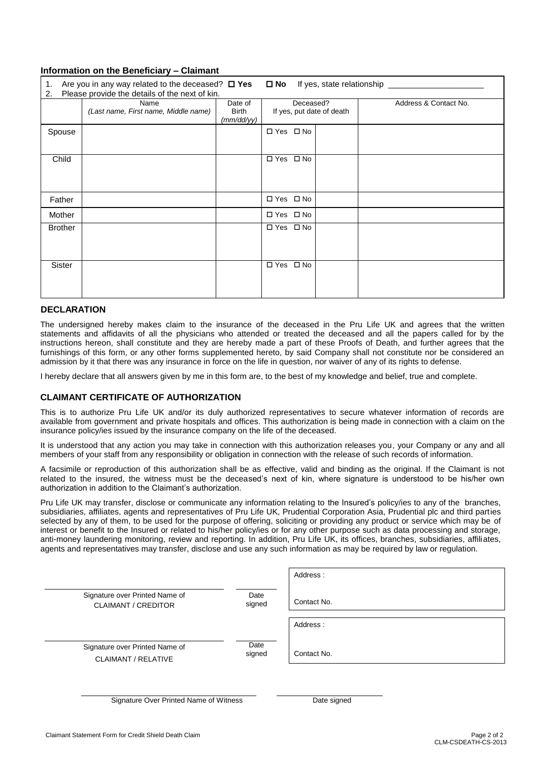## Information on the Beneficiary – Claimant

1. Are you in any way related to the deceased? ☐ **Yes** ☐ **No** If yes, state relationship ______________________
2. Please provide the details of the next of kin.

| | Name *(Last name, First name, Middle name)* | Date of Birth *(mm/dd/yy)* | Deceased? If yes, put date of death | | Address & Contact No. |
|---|---|---|---|---|---|
| Spouse | | | ☐ Yes ☐ No | | |
| Child | | | ☐ Yes ☐ No | | |
| Father | | | ☐ Yes ☐ No | | |
| Mother | | | ☐ Yes ☐ No | | |
| Brother | | | ☐ Yes ☐ No | | |
| Sister | | | ☐ Yes ☐ No | | |

### DECLARATION

The undersigned hereby makes claim to the insurance of the deceased in the Pru Life UK and agrees that the written statements and affidavits of all the physicians who attended or treated the deceased and all the papers called for by the instructions hereon, shall constitute and they are hereby made a part of these Proofs of Death, and further agrees that the furnishings of this form, or any other forms supplemented hereto, by said Company shall not constitute nor be considered an admission by it that there was any insurance in force on the life in question, nor waiver of any of its rights to defense.

I hereby declare that all answers given by me in this form are, to the best of my knowledge and belief, true and complete.

### CLAIMANT CERTIFICATE OF AUTHORIZATION

This is to authorize Pru Life UK and/or its duly authorized representatives to secure whatever information of records are available from government and private hospitals and offices. This authorization is being made in connection with a claim on the insurance policy/ies issued by the insurance company on the life of the deceased.

It is understood that any action you may take in connection with this authorization releases you, your Company or any and all members of your staff from any responsibility or obligation in connection with the release of such records of information.

A facsimile or reproduction of this authorization shall be as effective, valid and binding as the original. If the Claimant is not related to the insured, the witness must be the deceased's next of kin, where signature is understood to be his/her own authorization in addition to the Claimant's authorization.

Pru Life UK may transfer, disclose or communicate any information relating to the Insured's policy/ies to any of the branches, subsidiaries, affiliates, agents and representatives of Pru Life UK, Prudential Corporation Asia, Prudential plc and third parties selected by any of them, to be used for the purpose of offering, soliciting or providing any product or service which may be of interest or benefit to the Insured or related to his/her policy/ies or for any other purpose such as data processing and storage, anti-money laundering monitoring, review and reporting. In addition, Pru Life UK, its offices, branches, subsidiaries, affiliates, agents and representatives may transfer, disclose and use any such information as may be required by law or regulation.

| | | |
|---|---|---|
| ______________________________<br>Signature over Printed Name of<br>CLAIMANT / CREDITOR | __________<br>Date signed | Address :<br><br>Contact No. |
| ______________________________<br>Signature over Printed Name of<br>CLAIMANT / RELATIVE | __________<br>Date signed | Address :<br><br>Contact No. |

______________________________
Signature Over Printed Name of Witness

______________________________
Date signed

Claimant Statement Form for Credit Shield Death Claim

CLM-CSDEATH-CS-2013